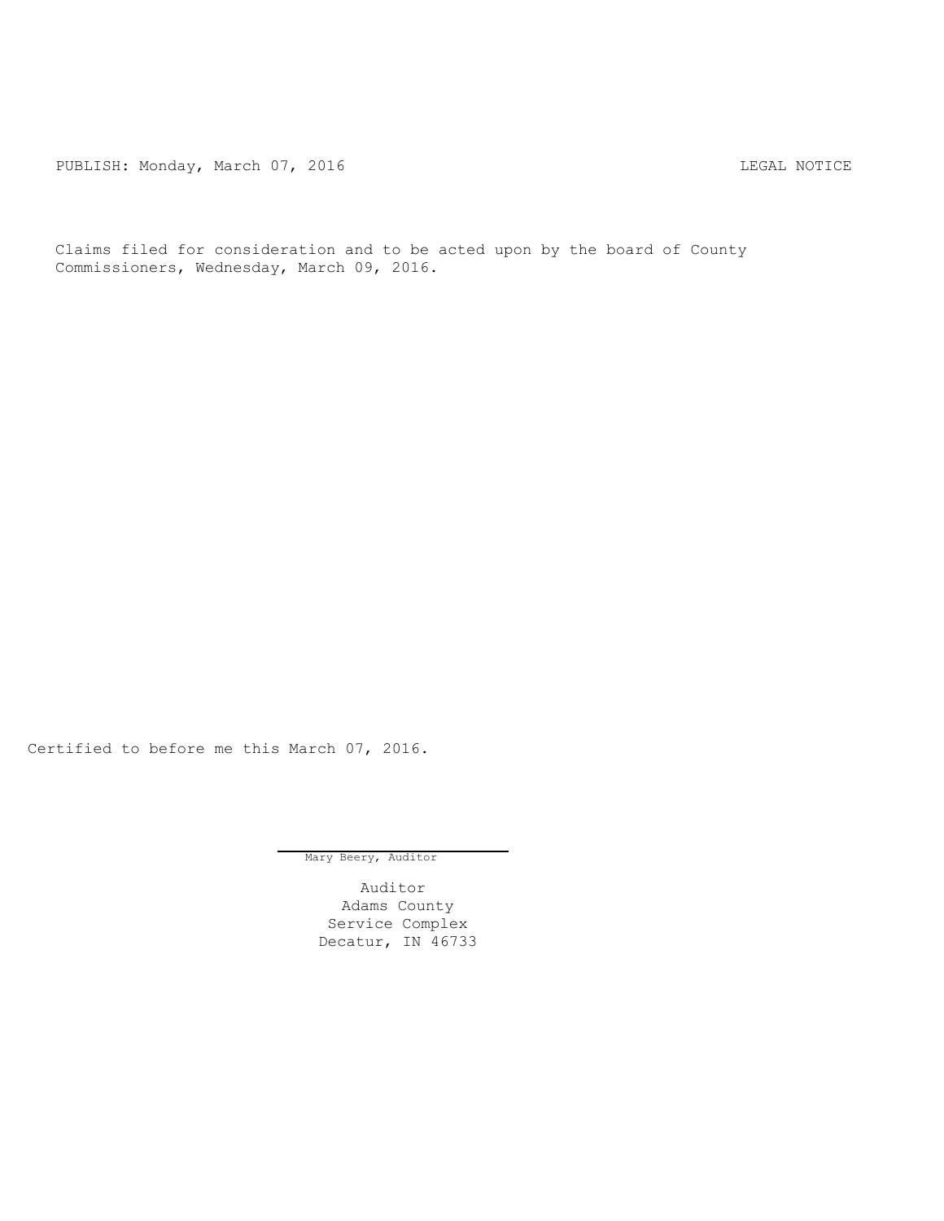PUBLISH: Monday, March 07, 2016 LEGAL NOTICE

Claims filed for consideration and to be acted upon by the board of County Commissioners, Wednesday, March 09, 2016.

Certified to before me this March 07, 2016.

Mary Beery, Auditor

Auditor
Adams County
Service Complex
Decatur, IN 46733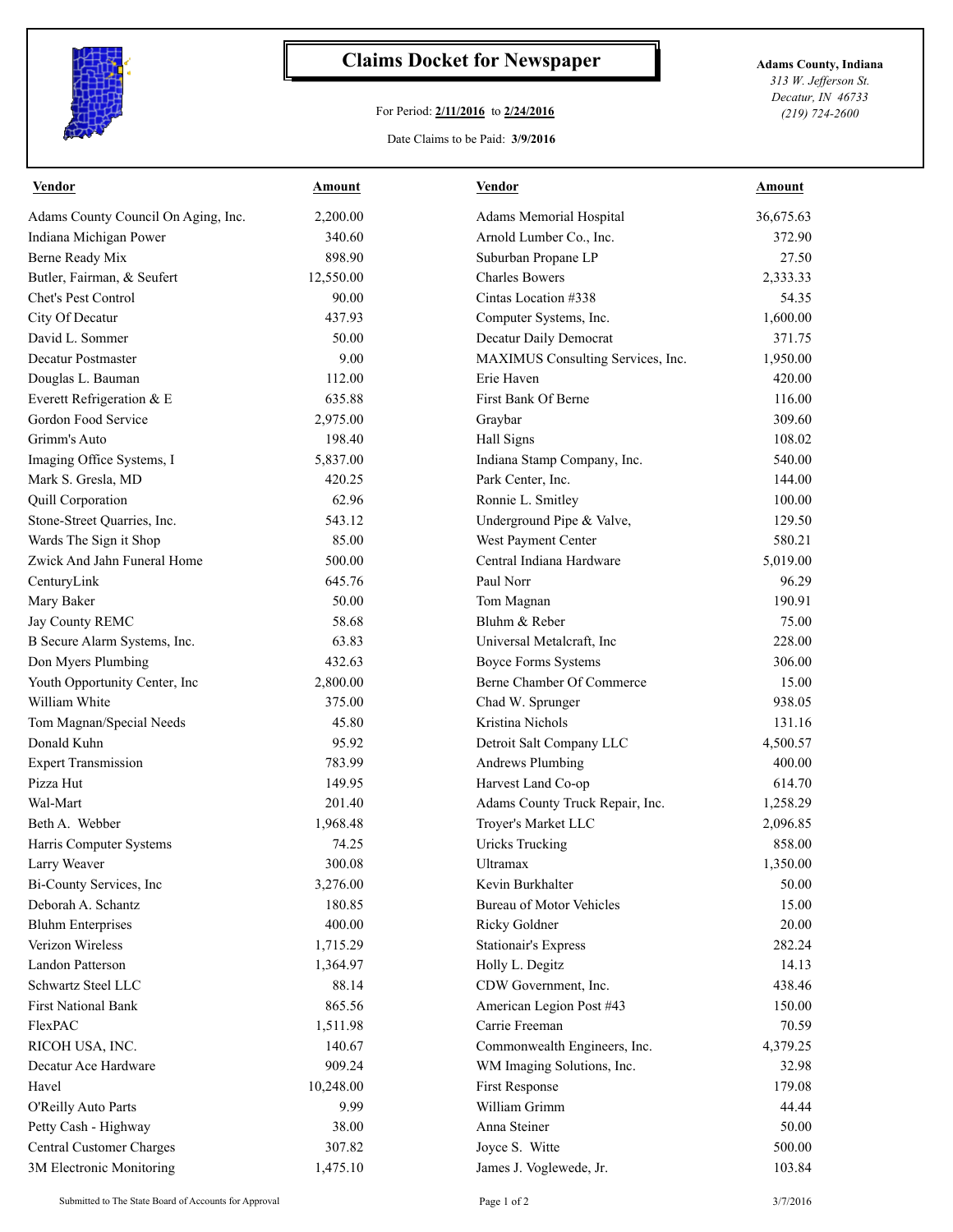# Claims Docket for Newspaper

For Period: **2/11/2016** to **2/24/2016**

Date Claims to be Paid: **3/9/2016**

**Adams County, Indiana**
*313 W. Jefferson St.*
*Decatur, IN 46733*
*(219) 724-2600*

| Vendor | Amount | Vendor | Amount |
|---|---|---|---|
| Adams County Council On Aging, Inc. | 2,200.00 | Adams Memorial Hospital | 36,675.63 |
| Indiana Michigan Power | 340.60 | Arnold Lumber Co., Inc. | 372.90 |
| Berne Ready Mix | 898.90 | Suburban Propane LP | 27.50 |
| Butler, Fairman, & Seufert | 12,550.00 | Charles Bowers | 2,333.33 |
| Chet's Pest Control | 90.00 | Cintas Location #338 | 54.35 |
| City Of Decatur | 437.93 | Computer Systems, Inc. | 1,600.00 |
| David L. Sommer | 50.00 | Decatur Daily Democrat | 371.75 |
| Decatur Postmaster | 9.00 | MAXIMUS Consulting Services, Inc. | 1,950.00 |
| Douglas L. Bauman | 112.00 | Erie Haven | 420.00 |
| Everett Refrigeration & E | 635.88 | First Bank Of Berne | 116.00 |
| Gordon Food Service | 2,975.00 | Graybar | 309.60 |
| Grimm's Auto | 198.40 | Hall Signs | 108.02 |
| Imaging Office Systems, I | 5,837.00 | Indiana Stamp Company, Inc. | 540.00 |
| Mark S. Gresla, MD | 420.25 | Park Center, Inc. | 144.00 |
| Quill Corporation | 62.96 | Ronnie L. Smitley | 100.00 |
| Stone-Street Quarries, Inc. | 543.12 | Underground Pipe & Valve, | 129.50 |
| Wards The Sign it Shop | 85.00 | West Payment Center | 580.21 |
| Zwick And Jahn Funeral Home | 500.00 | Central Indiana Hardware | 5,019.00 |
| CenturyLink | 645.76 | Paul Norr | 96.29 |
| Mary Baker | 50.00 | Tom Magnan | 190.91 |
| Jay County REMC | 58.68 | Bluhm & Reber | 75.00 |
| B Secure Alarm Systems, Inc. | 63.83 | Universal Metalcraft, Inc | 228.00 |
| Don Myers Plumbing | 432.63 | Boyce Forms Systems | 306.00 |
| Youth Opportunity Center, Inc | 2,800.00 | Berne Chamber Of Commerce | 15.00 |
| William White | 375.00 | Chad W. Sprunger | 938.05 |
| Tom Magnan/Special Needs | 45.80 | Kristina Nichols | 131.16 |
| Donald Kuhn | 95.92 | Detroit Salt Company LLC | 4,500.57 |
| Expert Transmission | 783.99 | Andrews Plumbing | 400.00 |
| Pizza Hut | 149.95 | Harvest Land Co-op | 614.70 |
| Wal-Mart | 201.40 | Adams County Truck Repair, Inc. | 1,258.29 |
| Beth A. Webber | 1,968.48 | Troyer's Market LLC | 2,096.85 |
| Harris Computer Systems | 74.25 | Uricks Trucking | 858.00 |
| Larry Weaver | 300.08 | Ultramax | 1,350.00 |
| Bi-County Services, Inc | 3,276.00 | Kevin Burkhalter | 50.00 |
| Deborah A. Schantz | 180.85 | Bureau of Motor Vehicles | 15.00 |
| Bluhm Enterprises | 400.00 | Ricky Goldner | 20.00 |
| Verizon Wireless | 1,715.29 | Stationair's Express | 282.24 |
| Landon Patterson | 1,364.97 | Holly L. Degitz | 14.13 |
| Schwartz Steel LLC | 88.14 | CDW Government, Inc. | 438.46 |
| First National Bank | 865.56 | American Legion Post #43 | 150.00 |
| FlexPAC | 1,511.98 | Carrie Freeman | 70.59 |
| RICOH USA, INC. | 140.67 | Commonwealth Engineers, Inc. | 4,379.25 |
| Decatur Ace Hardware | 909.24 | WM Imaging Solutions, Inc. | 32.98 |
| Havel | 10,248.00 | First Response | 179.08 |
| O'Reilly Auto Parts | 9.99 | William Grimm | 44.44 |
| Petty Cash - Highway | 38.00 | Anna Steiner | 50.00 |
| Central Customer Charges | 307.82 | Joyce S. Witte | 500.00 |
| 3M Electronic Monitoring | 1,475.10 | James J. Voglewede, Jr. | 103.84 |

Submitted to The State Board of Accounts for Approval — 3/7/2016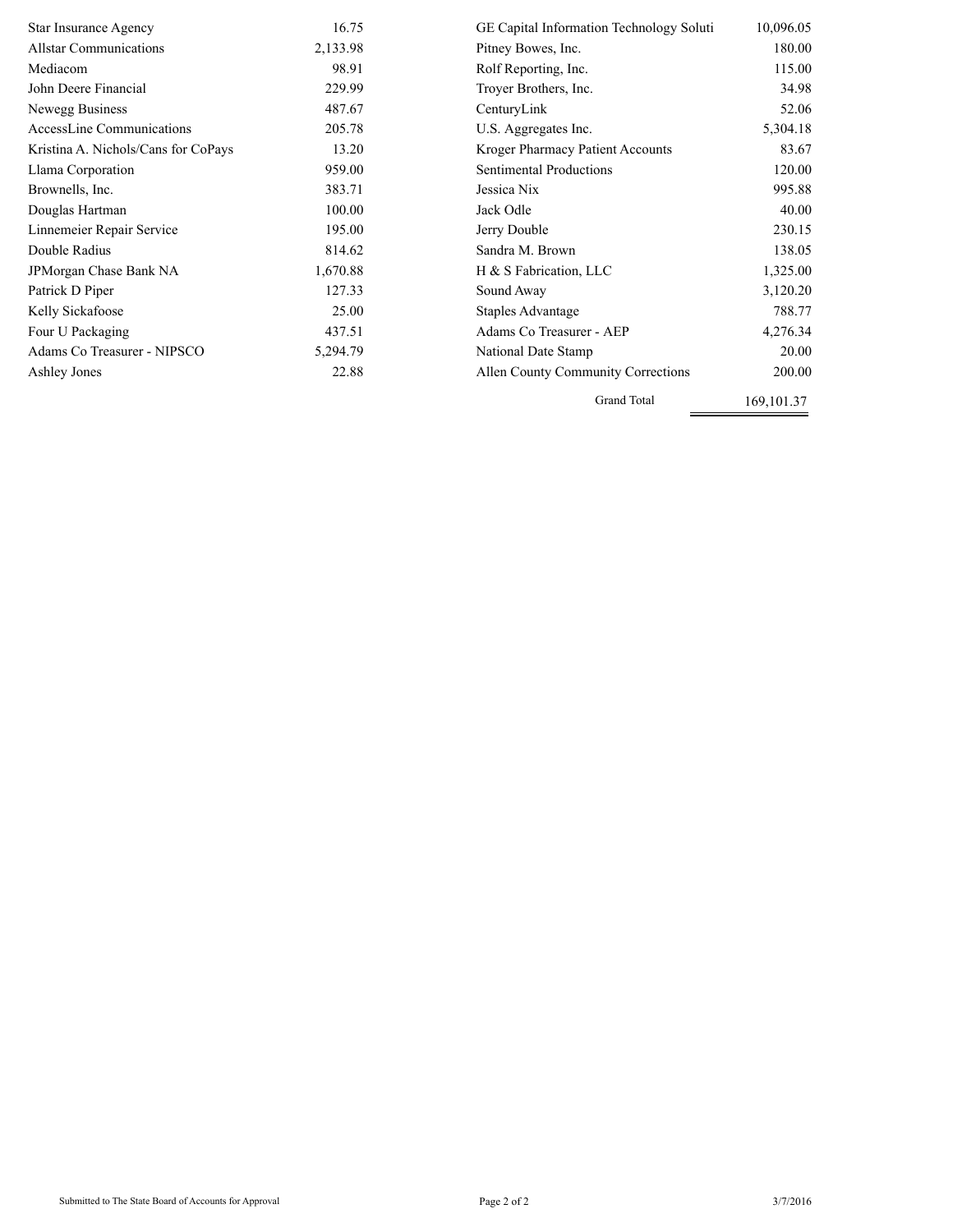| | |
|---|---|
| Star Insurance Agency | 16.75 |
| Allstar Communications | 2,133.98 |
| Mediacom | 98.91 |
| John Deere Financial | 229.99 |
| Newegg Business | 487.67 |
| AccessLine Communications | 205.78 |
| Kristina A. Nichols/Cans for CoPays | 13.20 |
| Llama Corporation | 959.00 |
| Brownells, Inc. | 383.71 |
| Douglas Hartman | 100.00 |
| Linnemeier Repair Service | 195.00 |
| Double Radius | 814.62 |
| JPMorgan Chase Bank NA | 1,670.88 |
| Patrick D Piper | 127.33 |
| Kelly Sickafoose | 25.00 |
| Four U Packaging | 437.51 |
| Adams Co Treasurer - NIPSCO | 5,294.79 |
| Ashley Jones | 22.88 |
| GE Capital Information Technology Soluti | 10,096.05 |
| Pitney Bowes, Inc. | 180.00 |
| Rolf Reporting, Inc. | 115.00 |
| Troyer Brothers, Inc. | 34.98 |
| CenturyLink | 52.06 |
| U.S. Aggregates Inc. | 5,304.18 |
| Kroger Pharmacy Patient Accounts | 83.67 |
| Sentimental Productions | 120.00 |
| Jessica Nix | 995.88 |
| Jack Odle | 40.00 |
| Jerry Double | 230.15 |
| Sandra M. Brown | 138.05 |
| H & S Fabrication, LLC | 1,325.00 |
| Sound Away | 3,120.20 |
| Staples Advantage | 788.77 |
| Adams Co Treasurer - AEP | 4,276.34 |
| National Date Stamp | 20.00 |
| Allen County Community Corrections | 200.00 |
| Grand Total | 169,101.37 |

Submitted to The State Board of Accounts for Approval

3/7/2016